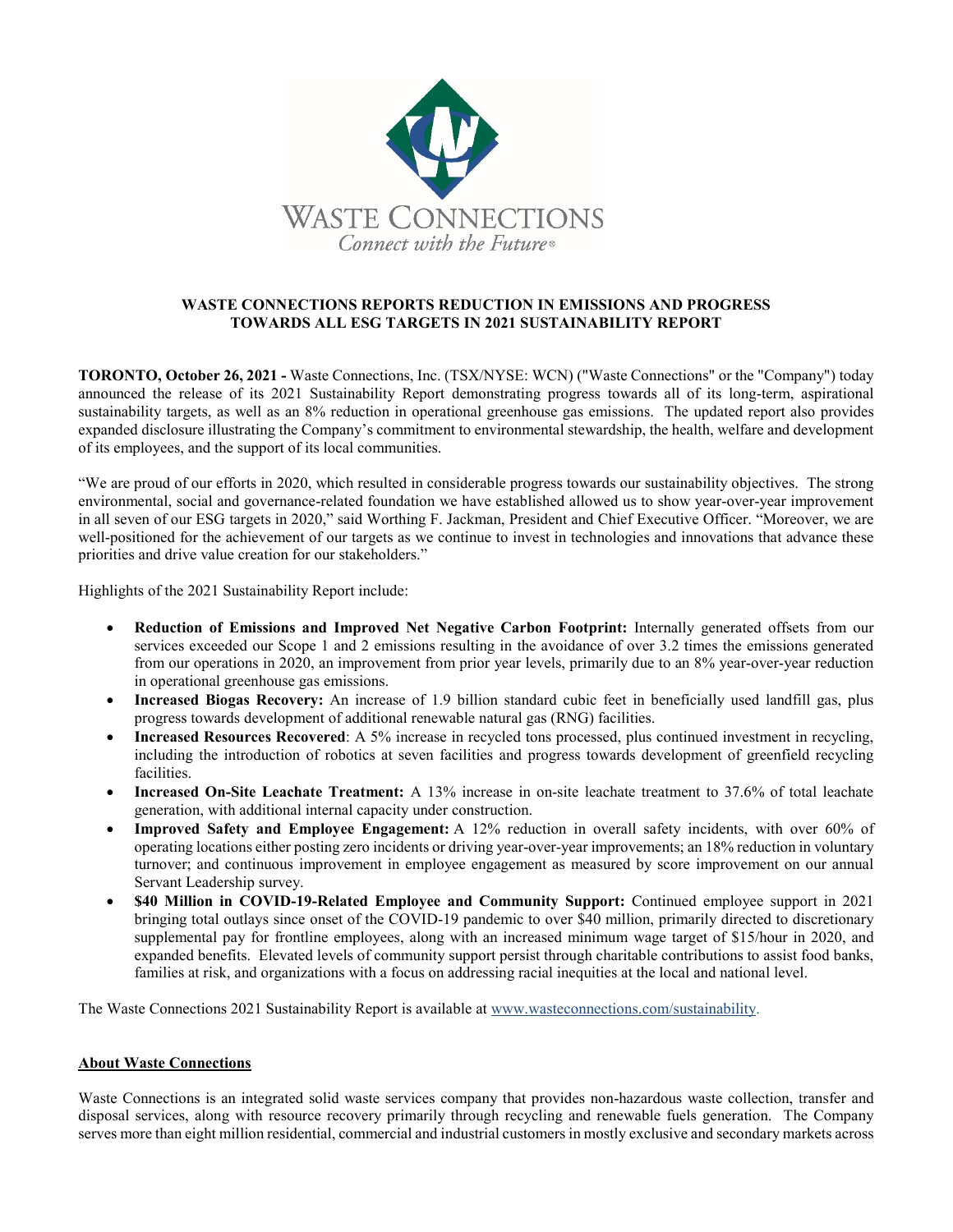# WASTE CONNECTIONS REPORTS REDUCTION IN EMISSIONS AND PROGRESS TOWARDS ALL ESG TARGETS IN 2021 SUSTAINABILITY REPORT

**TORONTO, October 26, 2021 -** Waste Connections, Inc. (TSX/NYSE: WCN) ("Waste Connections" or the "Company") today announced the release of its 2021 Sustainability Report demonstrating progress towards all of its long-term, aspirational sustainability targets, as well as an 8% reduction in operational greenhouse gas emissions. The updated report also provides expanded disclosure illustrating the Company's commitment to environmental stewardship, the health, welfare and development of its employees, and the support of its local communities.

"We are proud of our efforts in 2020, which resulted in considerable progress towards our sustainability objectives. The strong environmental, social and governance-related foundation we have established allowed us to show year-over-year improvement in all seven of our ESG targets in 2020," said Worthing F. Jackman, President and Chief Executive Officer. "Moreover, we are well-positioned for the achievement of our targets as we continue to invest in technologies and innovations that advance these priorities and drive value creation for our stakeholders."

Highlights of the 2021 Sustainability Report include:

- **Reduction of Emissions and Improved Net Negative Carbon Footprint:** Internally generated offsets from our services exceeded our Scope 1 and 2 emissions resulting in the avoidance of over 3.2 times the emissions generated from our operations in 2020, an improvement from prior year levels, primarily due to an 8% year-over-year reduction in operational greenhouse gas emissions.
- **Increased Biogas Recovery:** An increase of 1.9 billion standard cubic feet in beneficially used landfill gas, plus progress towards development of additional renewable natural gas (RNG) facilities.
- **Increased Resources Recovered**: A 5% increase in recycled tons processed, plus continued investment in recycling, including the introduction of robotics at seven facilities and progress towards development of greenfield recycling facilities.
- **Increased On-Site Leachate Treatment:** A 13% increase in on-site leachate treatment to 37.6% of total leachate generation, with additional internal capacity under construction.
- **Improved Safety and Employee Engagement:** A 12% reduction in overall safety incidents, with over 60% of operating locations either posting zero incidents or driving year-over-year improvements; an 18% reduction in voluntary turnover; and continuous improvement in employee engagement as measured by score improvement on our annual Servant Leadership survey.
- **$40 Million in COVID-19-Related Employee and Community Support:** Continued employee support in 2021 bringing total outlays since onset of the COVID-19 pandemic to over $40 million, primarily directed to discretionary supplemental pay for frontline employees, along with an increased minimum wage target of $15/hour in 2020, and expanded benefits. Elevated levels of community support persist through charitable contributions to assist food banks, families at risk, and organizations with a focus on addressing racial inequities at the local and national level.

The Waste Connections 2021 Sustainability Report is available at www.wasteconnections.com/sustainability.

## About Waste Connections

Waste Connections is an integrated solid waste services company that provides non-hazardous waste collection, transfer and disposal services, along with resource recovery primarily through recycling and renewable fuels generation. The Company serves more than eight million residential, commercial and industrial customers in mostly exclusive and secondary markets across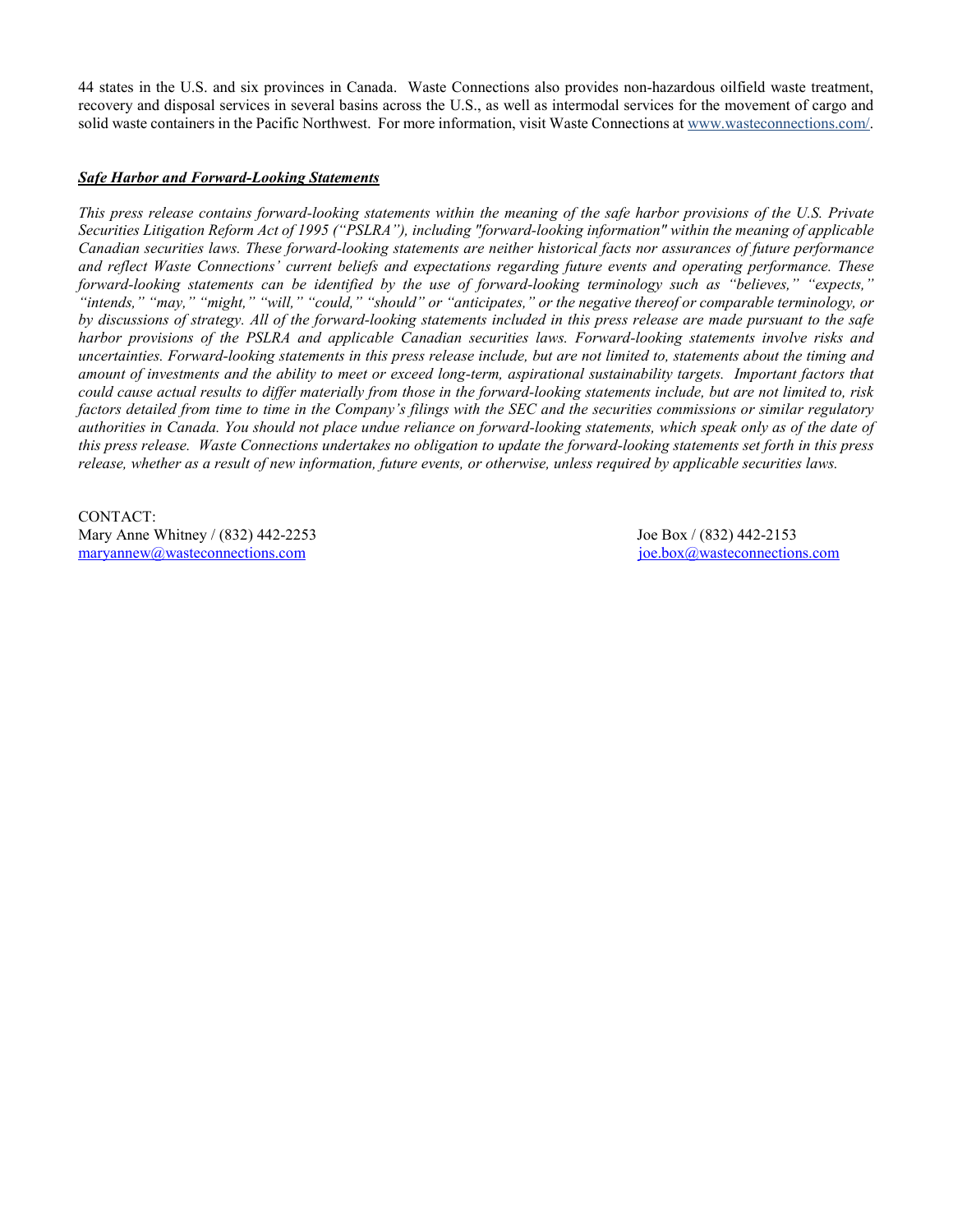44 states in the U.S. and six provinces in Canada. Waste Connections also provides non-hazardous oilfield waste treatment, recovery and disposal services in several basins across the U.S., as well as intermodal services for the movement of cargo and solid waste containers in the Pacific Northwest. For more information, visit Waste Connections at [www.wasteconnections.com/](www.wasteconnections.com/).

***Safe Harbor and Forward-Looking Statements***

*This press release contains forward-looking statements within the meaning of the safe harbor provisions of the U.S. Private Securities Litigation Reform Act of 1995 ("PSLRA"), including "forward-looking information" within the meaning of applicable Canadian securities laws. These forward-looking statements are neither historical facts nor assurances of future performance and reflect Waste Connections' current beliefs and expectations regarding future events and operating performance. These forward-looking statements can be identified by the use of forward-looking terminology such as "believes," "expects," "intends," "may," "might," "will," "could," "should" or "anticipates," or the negative thereof or comparable terminology, or by discussions of strategy. All of the forward-looking statements included in this press release are made pursuant to the safe harbor provisions of the PSLRA and applicable Canadian securities laws. Forward-looking statements involve risks and uncertainties. Forward-looking statements in this press release include, but are not limited to, statements about the timing and amount of investments and the ability to meet or exceed long-term, aspirational sustainability targets. Important factors that could cause actual results to differ materially from those in the forward-looking statements include, but are not limited to, risk factors detailed from time to time in the Company's filings with the SEC and the securities commissions or similar regulatory authorities in Canada. You should not place undue reliance on forward-looking statements, which speak only as of the date of this press release. Waste Connections undertakes no obligation to update the forward-looking statements set forth in this press release, whether as a result of new information, future events, or otherwise, unless required by applicable securities laws.*

CONTACT:

Mary Anne Whitney / (832) 442-2253
maryannew@wasteconnections.com

Joe Box / (832) 442-2153
joe.box@wasteconnections.com